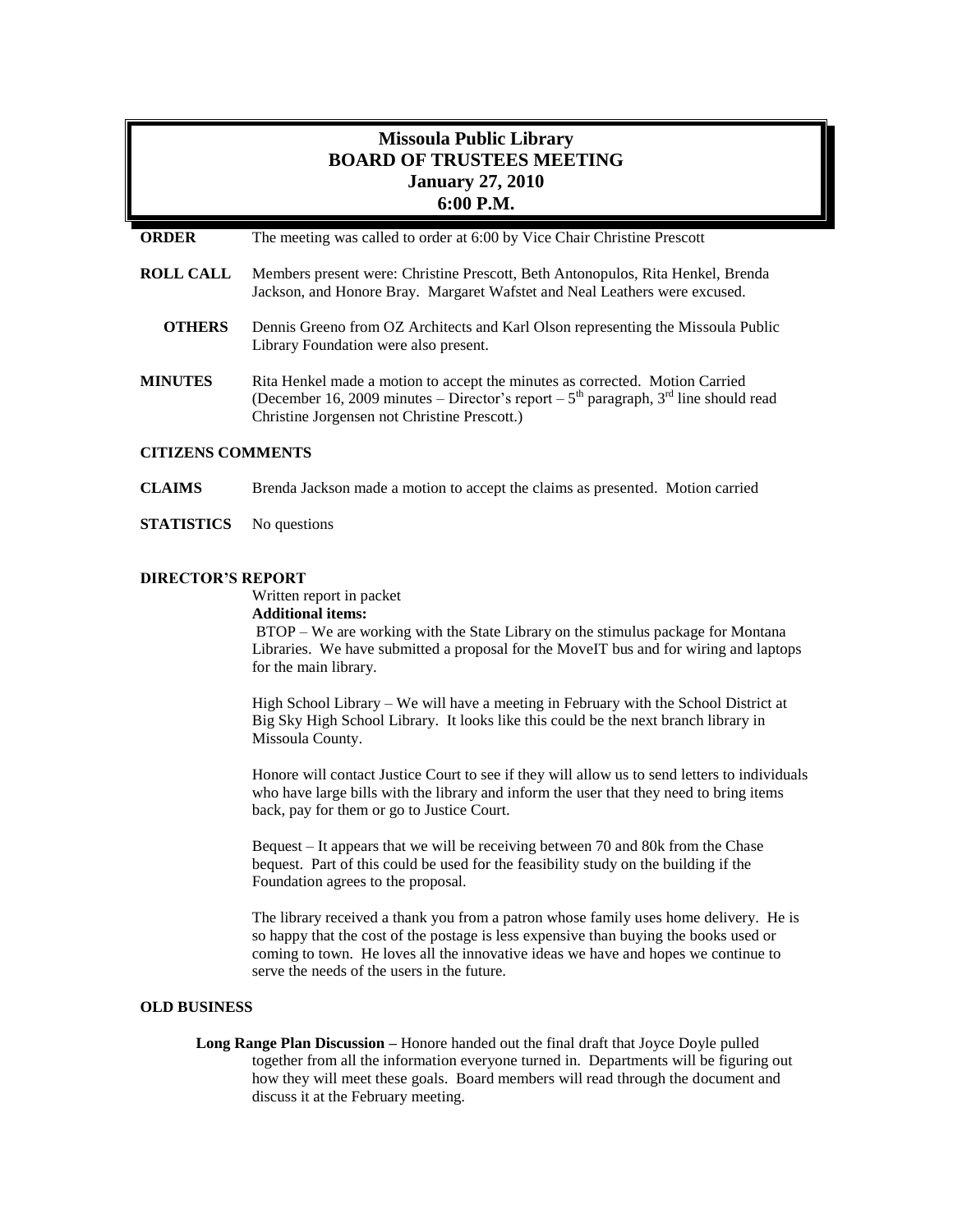# Missoula Public Library
## BOARD OF TRUSTEES MEETING
## January 27, 2010
## 6:00 P.M.

**ORDER** The meeting was called to order at 6:00 by Vice Chair Christine Prescott

**ROLL CALL** Members present were: Christine Prescott, Beth Antonopulos, Rita Henkel, Brenda Jackson, and Honore Bray. Margaret Wafstet and Neal Leathers were excused.

**OTHERS** Dennis Greeno from OZ Architects and Karl Olson representing the Missoula Public Library Foundation were also present.

**MINUTES** Rita Henkel made a motion to accept the minutes as corrected. Motion Carried (December 16, 2009 minutes – Director's report – 5th paragraph, 3rd line should read Christine Jorgensen not Christine Prescott.)

**CITIZENS COMMENTS**

**CLAIMS** Brenda Jackson made a motion to accept the claims as presented. Motion carried

**STATISTICS** No questions

**DIRECTOR'S REPORT**

Written report in packet

**Additional items:**

BTOP – We are working with the State Library on the stimulus package for Montana Libraries. We have submitted a proposal for the MoveIT bus and for wiring and laptops for the main library.

High School Library – We will have a meeting in February with the School District at Big Sky High School Library. It looks like this could be the next branch library in Missoula County.

Honore will contact Justice Court to see if they will allow us to send letters to individuals who have large bills with the library and inform the user that they need to bring items back, pay for them or go to Justice Court.

Bequest – It appears that we will be receiving between 70 and 80k from the Chase bequest. Part of this could be used for the feasibility study on the building if the Foundation agrees to the proposal.

The library received a thank you from a patron whose family uses home delivery. He is so happy that the cost of the postage is less expensive than buying the books used or coming to town. He loves all the innovative ideas we have and hopes we continue to serve the needs of the users in the future.

**OLD BUSINESS**

**Long Range Plan Discussion –** Honore handed out the final draft that Joyce Doyle pulled together from all the information everyone turned in. Departments will be figuring out how they will meet these goals. Board members will read through the document and discuss it at the February meeting.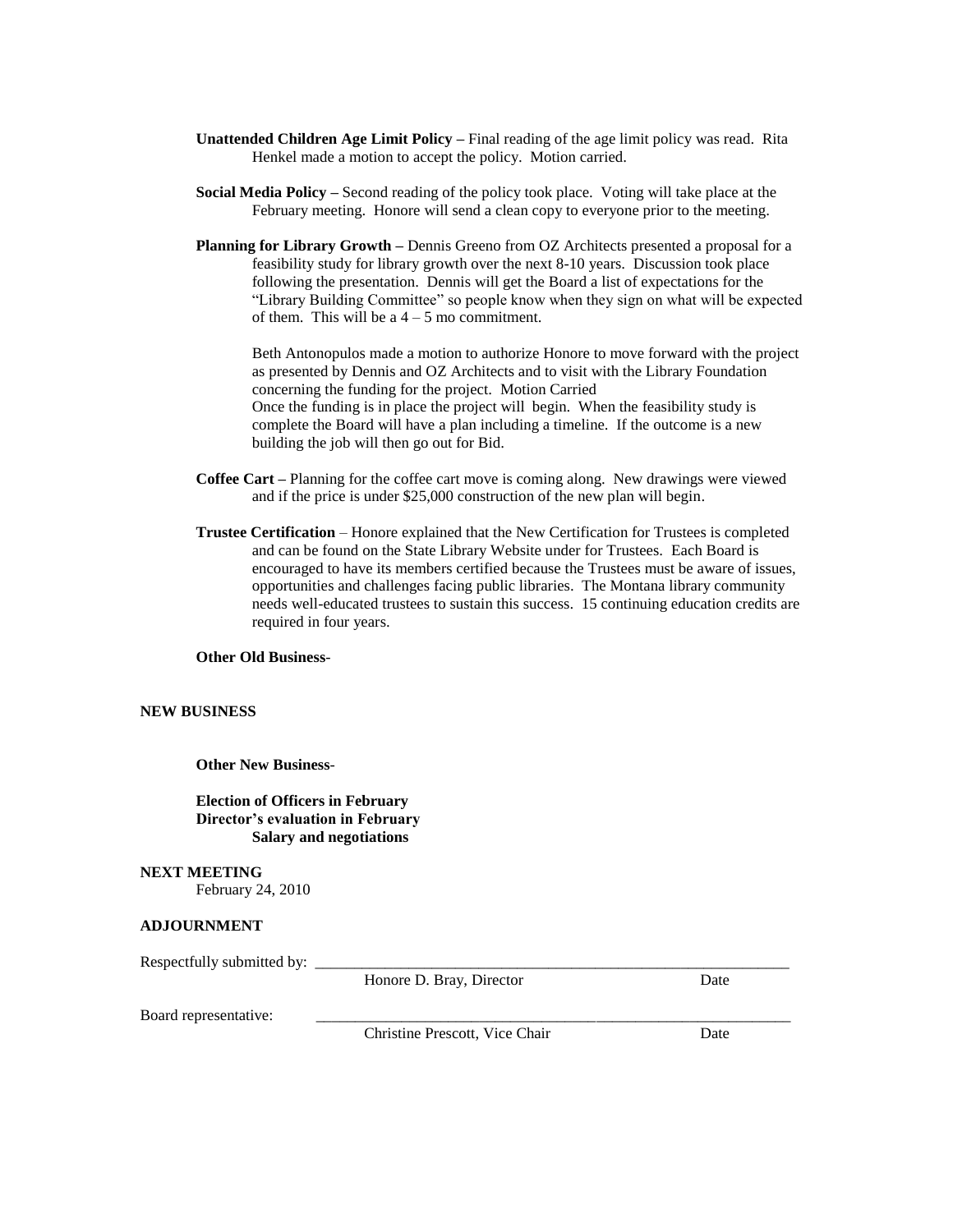**Unattended Children Age Limit Policy –** Final reading of the age limit policy was read. Rita Henkel made a motion to accept the policy. Motion carried.

**Social Media Policy –** Second reading of the policy took place. Voting will take place at the February meeting. Honore will send a clean copy to everyone prior to the meeting.

**Planning for Library Growth –** Dennis Greeno from OZ Architects presented a proposal for a feasibility study for library growth over the next 8-10 years. Discussion took place following the presentation. Dennis will get the Board a list of expectations for the "Library Building Committee" so people know when they sign on what will be expected of them. This will be a 4 – 5 mo commitment.

Beth Antonopulos made a motion to authorize Honore to move forward with the project as presented by Dennis and OZ Architects and to visit with the Library Foundation concerning the funding for the project. Motion Carried
Once the funding is in place the project will begin. When the feasibility study is complete the Board will have a plan including a timeline. If the outcome is a new building the job will then go out for Bid.

**Coffee Cart –** Planning for the coffee cart move is coming along. New drawings were viewed and if the price is under $25,000 construction of the new plan will begin.

**Trustee Certification** – Honore explained that the New Certification for Trustees is completed and can be found on the State Library Website under for Trustees. Each Board is encouraged to have its members certified because the Trustees must be aware of issues, opportunities and challenges facing public libraries. The Montana library community needs well-educated trustees to sustain this success. 15 continuing education credits are required in four years.

**Other Old Business**-

**NEW BUSINESS**

**Other New Business**-

**Election of Officers in February**
**Director's evaluation in February**
**Salary and negotiations**

**NEXT MEETING**
February 24, 2010

**ADJOURNMENT**

Respectfully submitted by: ______________________________________________

Honore D. Bray, Director Date

Board representative: ______________________________________________

Christine Prescott, Vice Chair Date